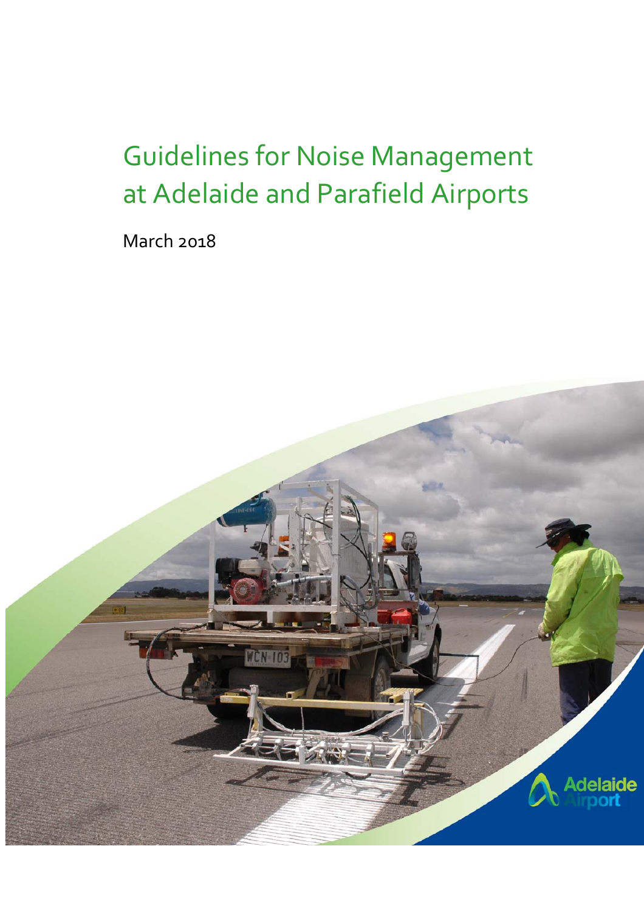# Guidelines for Noise Management at Adelaide and Parafield Airports

March 2018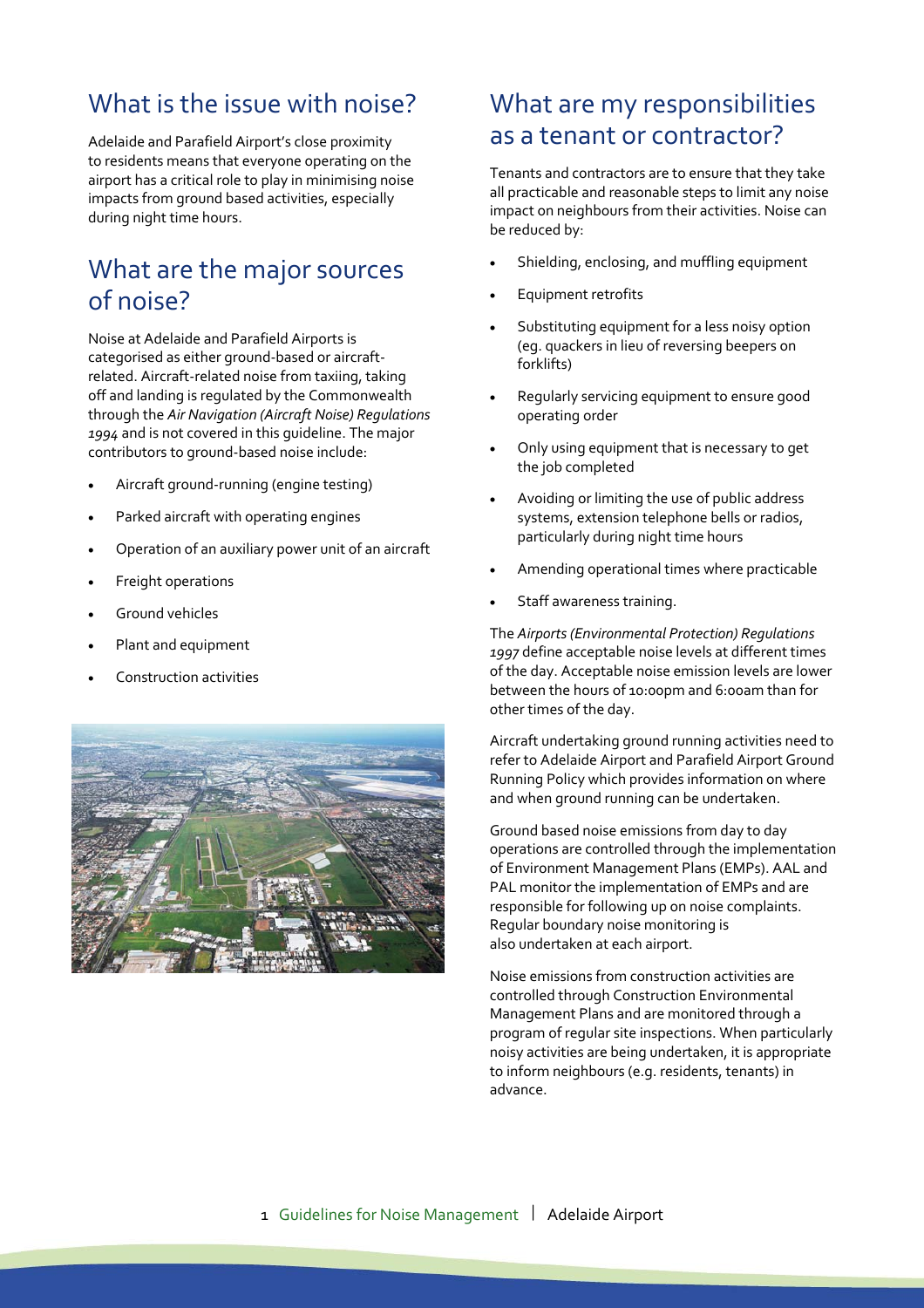## What is the issue with noise?

Adelaide and Parafield Airport's close proximity to residents means that everyone operating on the airport has a critical role to play in minimising noise impacts from ground based activities, especially during night time hours.

## What are the major sources of noise?

Noise at Adelaide and Parafield Airports is categorised as either ground-based or aircraft-related. Aircraft-related noise from taxiing, taking off and landing is regulated by the Commonwealth through the *Air Navigation (Aircraft Noise) Regulations 1994* and is not covered in this guideline. The major contributors to ground-based noise include:

- Aircraft ground-running (engine testing)
- Parked aircraft with operating engines
- Operation of an auxiliary power unit of an aircraft
- Freight operations
- Ground vehicles
- Plant and equipment
- Construction activities

## What are my responsibilities as a tenant or contractor?

Tenants and contractors are to ensure that they take all practicable and reasonable steps to limit any noise impact on neighbours from their activities. Noise can be reduced by:

- Shielding, enclosing, and muffling equipment
- Equipment retrofits
- Substituting equipment for a less noisy option (eg. quackers in lieu of reversing beepers on forklifts)
- Regularly servicing equipment to ensure good operating order
- Only using equipment that is necessary to get the job completed
- Avoiding or limiting the use of public address systems, extension telephone bells or radios, particularly during night time hours
- Amending operational times where practicable
- Staff awareness training.

The *Airports (Environmental Protection) Regulations 1997* define acceptable noise levels at different times of the day. Acceptable noise emission levels are lower between the hours of 10:00pm and 6:00am than for other times of the day.

Aircraft undertaking ground running activities need to refer to Adelaide Airport and Parafield Airport Ground Running Policy which provides information on where and when ground running can be undertaken.

Ground based noise emissions from day to day operations are controlled through the implementation of Environment Management Plans (EMPs). AAL and PAL monitor the implementation of EMPs and are responsible for following up on noise complaints. Regular boundary noise monitoring is also undertaken at each airport.

Noise emissions from construction activities are controlled through Construction Environmental Management Plans and are monitored through a program of regular site inspections. When particularly noisy activities are being undertaken, it is appropriate to inform neighbours (e.g. residents, tenants) in advance.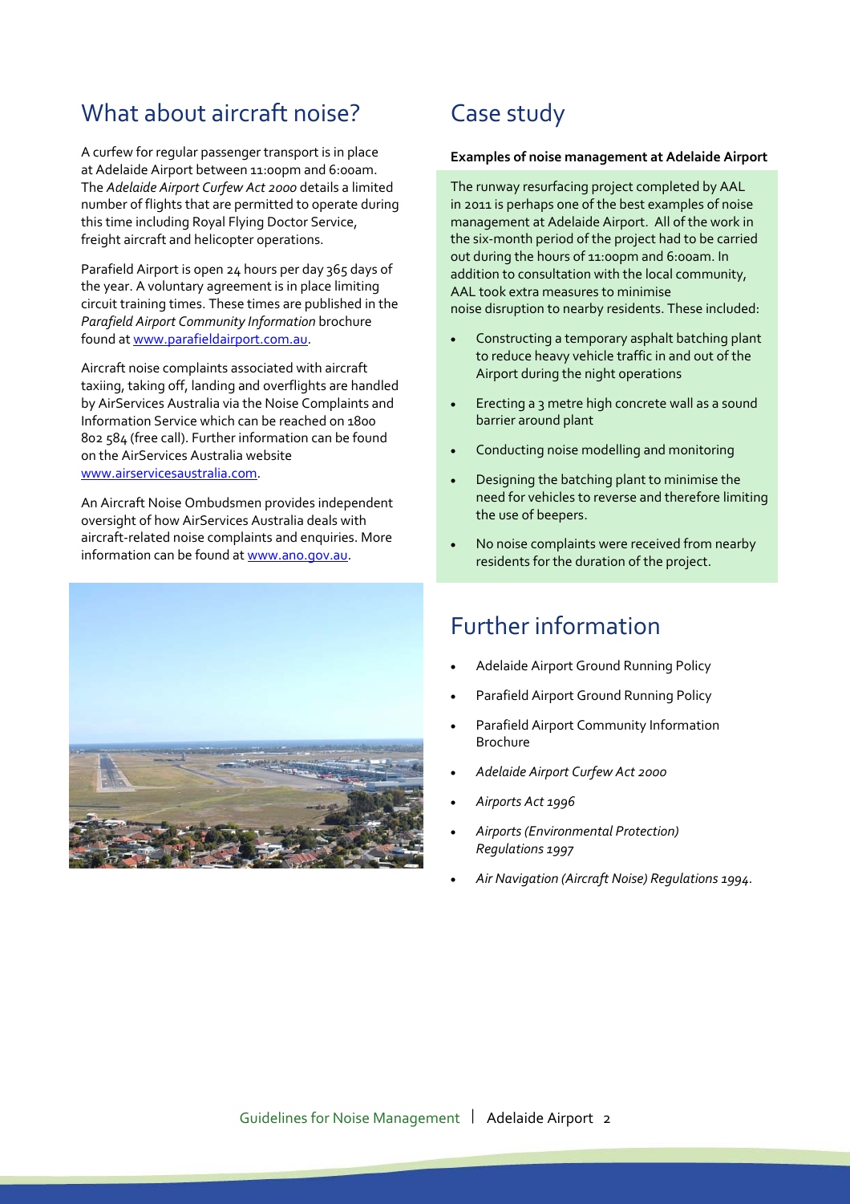## What about aircraft noise?

A curfew for regular passenger transport is in place at Adelaide Airport between 11:00pm and 6:00am. The *Adelaide Airport Curfew Act 2000* details a limited number of flights that are permitted to operate during this time including Royal Flying Doctor Service, freight aircraft and helicopter operations.

Parafield Airport is open 24 hours per day 365 days of the year. A voluntary agreement is in place limiting circuit training times. These times are published in the *Parafield Airport Community Information* brochure found at www.parafieldairport.com.au.

Aircraft noise complaints associated with aircraft taxiing, taking off, landing and overflights are handled by AirServices Australia via the Noise Complaints and Information Service which can be reached on 1800 802 584 (free call). Further information can be found on the AirServices Australia website www.airservicesaustralia.com.

An Aircraft Noise Ombudsmen provides independent oversight of how AirServices Australia deals with aircraft-related noise complaints and enquiries. More information can be found at www.ano.gov.au.

## Case study

**Examples of noise management at Adelaide Airport**

The runway resurfacing project completed by AAL in 2011 is perhaps one of the best examples of noise management at Adelaide Airport. All of the work in the six-month period of the project had to be carried out during the hours of 11:00pm and 6:00am. In addition to consultation with the local community, AAL took extra measures to minimise noise disruption to nearby residents. These included:

- Constructing a temporary asphalt batching plant to reduce heavy vehicle traffic in and out of the Airport during the night operations
- Erecting a 3 metre high concrete wall as a sound barrier around plant
- Conducting noise modelling and monitoring
- Designing the batching plant to minimise the need for vehicles to reverse and therefore limiting the use of beepers.
- No noise complaints were received from nearby residents for the duration of the project.

## Further information

- Adelaide Airport Ground Running Policy
- Parafield Airport Ground Running Policy
- Parafield Airport Community Information Brochure
- *Adelaide Airport Curfew Act 2000*
- *Airports Act 1996*
- *Airports (Environmental Protection) Regulations 1997*
- *Air Navigation (Aircraft Noise) Regulations 1994*.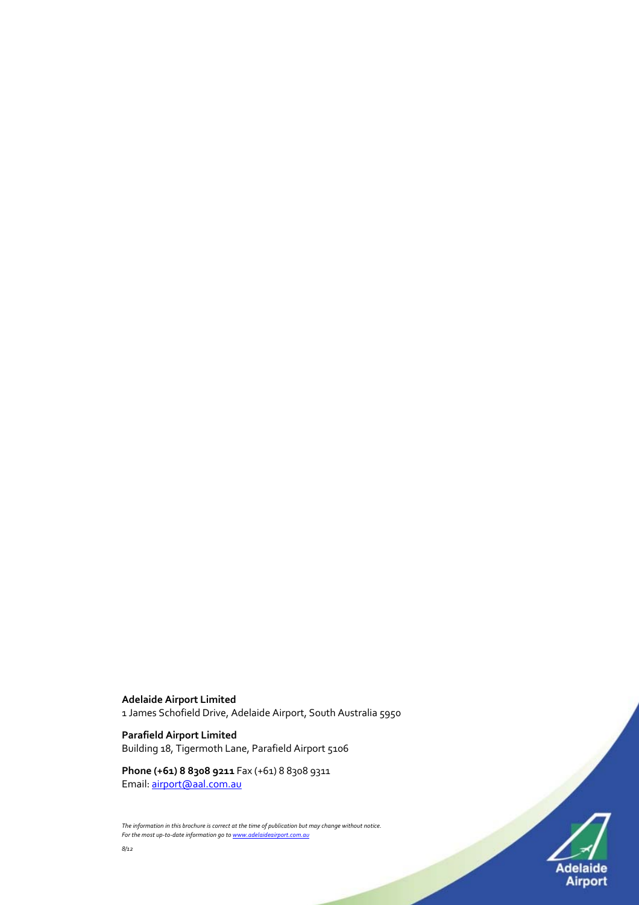**Adelaide Airport Limited**
1 James Schofield Drive, Adelaide Airport, South Australia 5950

**Parafield Airport Limited**
Building 18, Tigermoth Lane, Parafield Airport 5106

**Phone (+61) 8 8308 9211** Fax (+61) 8 8308 9311
Email: airport@aal.com.au

*The information in this brochure is correct at the time of publication but may change without notice.*
*For the most up-to-date information go to www.adelaideairport.com.au*

*8/12*

Adelaide Airport